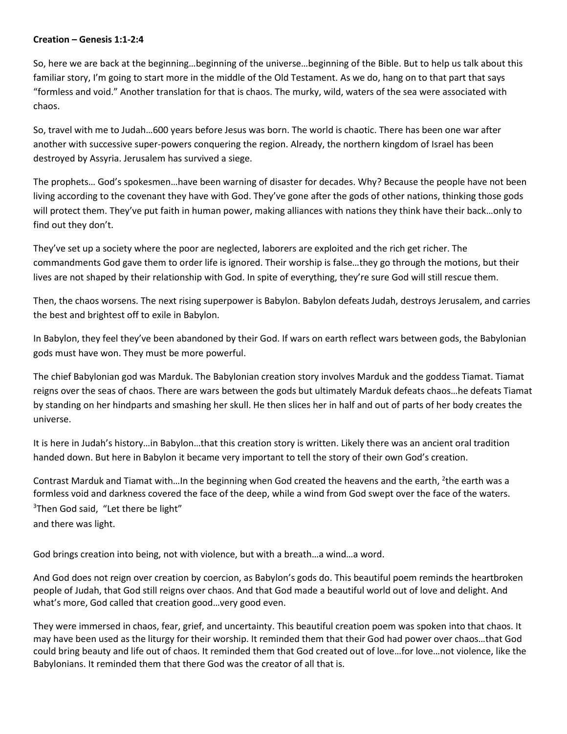**Creation – Genesis 1:1-2:4**

So, here we are back at the beginning…beginning of the universe…beginning of the Bible. But to help us talk about this familiar story, I'm going to start more in the middle of the Old Testament. As we do, hang on to that part that says "formless and void." Another translation for that is chaos. The murky, wild, waters of the sea were associated with chaos.

So, travel with me to Judah…600 years before Jesus was born. The world is chaotic. There has been one war after another with successive super-powers conquering the region. Already, the northern kingdom of Israel has been destroyed by Assyria. Jerusalem has survived a siege.

The prophets… God's spokesmen…have been warning of disaster for decades. Why? Because the people have not been living according to the covenant they have with God. They've gone after the gods of other nations, thinking those gods will protect them. They've put faith in human power, making alliances with nations they think have their back…only to find out they don't.

They've set up a society where the poor are neglected, laborers are exploited and the rich get richer. The commandments God gave them to order life is ignored. Their worship is false…they go through the motions, but their lives are not shaped by their relationship with God. In spite of everything, they're sure God will still rescue them.

Then, the chaos worsens. The next rising superpower is Babylon. Babylon defeats Judah, destroys Jerusalem, and carries the best and brightest off to exile in Babylon.

In Babylon, they feel they've been abandoned by their God. If wars on earth reflect wars between gods, the Babylonian gods must have won. They must be more powerful.

The chief Babylonian god was Marduk. The Babylonian creation story involves Marduk and the goddess Tiamat. Tiamat reigns over the seas of chaos. There are wars between the gods but ultimately Marduk defeats chaos…he defeats Tiamat by standing on her hindparts and smashing her skull. He then slices her in half and out of parts of her body creates the universe.

It is here in Judah's history…in Babylon…that this creation story is written. Likely there was an ancient oral tradition handed down. But here in Babylon it became very important to tell the story of their own God's creation.

Contrast Marduk and Tiamat with…In the beginning when God created the heavens and the earth, [2]the earth was a formless void and darkness covered the face of the deep, while a wind from God swept over the face of the waters. [3]Then God said, "Let there be light"
and there was light.

God brings creation into being, not with violence, but with a breath…a wind…a word.

And God does not reign over creation by coercion, as Babylon's gods do. This beautiful poem reminds the heartbroken people of Judah, that God still reigns over chaos. And that God made a beautiful world out of love and delight. And what's more, God called that creation good…very good even.

They were immersed in chaos, fear, grief, and uncertainty. This beautiful creation poem was spoken into that chaos. It may have been used as the liturgy for their worship. It reminded them that their God had power over chaos…that God could bring beauty and life out of chaos. It reminded them that God created out of love…for love…not violence, like the Babylonians. It reminded them that there God was the creator of all that is.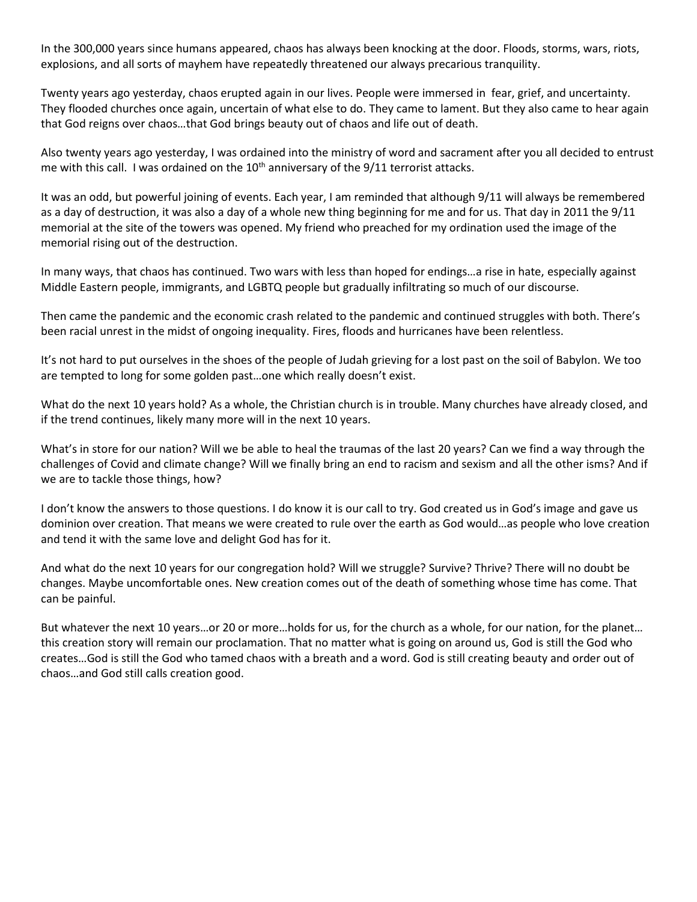In the 300,000 years since humans appeared, chaos has always been knocking at the door. Floods, storms, wars, riots, explosions, and all sorts of mayhem have repeatedly threatened our always precarious tranquility.

Twenty years ago yesterday, chaos erupted again in our lives. People were immersed in fear, grief, and uncertainty. They flooded churches once again, uncertain of what else to do. They came to lament. But they also came to hear again that God reigns over chaos…that God brings beauty out of chaos and life out of death.

Also twenty years ago yesterday, I was ordained into the ministry of word and sacrament after you all decided to entrust me with this call. I was ordained on the 10th anniversary of the 9/11 terrorist attacks.

It was an odd, but powerful joining of events. Each year, I am reminded that although 9/11 will always be remembered as a day of destruction, it was also a day of a whole new thing beginning for me and for us. That day in 2011 the 9/11 memorial at the site of the towers was opened. My friend who preached for my ordination used the image of the memorial rising out of the destruction.

In many ways, that chaos has continued. Two wars with less than hoped for endings…a rise in hate, especially against Middle Eastern people, immigrants, and LGBTQ people but gradually infiltrating so much of our discourse.

Then came the pandemic and the economic crash related to the pandemic and continued struggles with both. There's been racial unrest in the midst of ongoing inequality. Fires, floods and hurricanes have been relentless.

It's not hard to put ourselves in the shoes of the people of Judah grieving for a lost past on the soil of Babylon. We too are tempted to long for some golden past…one which really doesn't exist.

What do the next 10 years hold? As a whole, the Christian church is in trouble. Many churches have already closed, and if the trend continues, likely many more will in the next 10 years.

What's in store for our nation? Will we be able to heal the traumas of the last 20 years? Can we find a way through the challenges of Covid and climate change? Will we finally bring an end to racism and sexism and all the other isms? And if we are to tackle those things, how?

I don't know the answers to those questions. I do know it is our call to try. God created us in God's image and gave us dominion over creation. That means we were created to rule over the earth as God would…as people who love creation and tend it with the same love and delight God has for it.

And what do the next 10 years for our congregation hold? Will we struggle? Survive? Thrive? There will no doubt be changes. Maybe uncomfortable ones. New creation comes out of the death of something whose time has come. That can be painful.

But whatever the next 10 years…or 20 or more…holds for us, for the church as a whole, for our nation, for the planet… this creation story will remain our proclamation. That no matter what is going on around us, God is still the God who creates…God is still the God who tamed chaos with a breath and a word. God is still creating beauty and order out of chaos…and God still calls creation good.